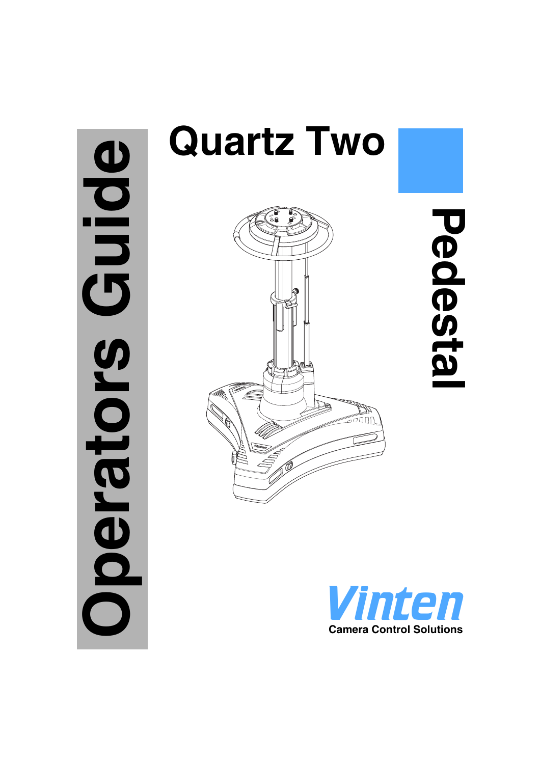# Quartz Two

# Pedestal

# Operators Guide

**Vinten**

Camera Control Solutions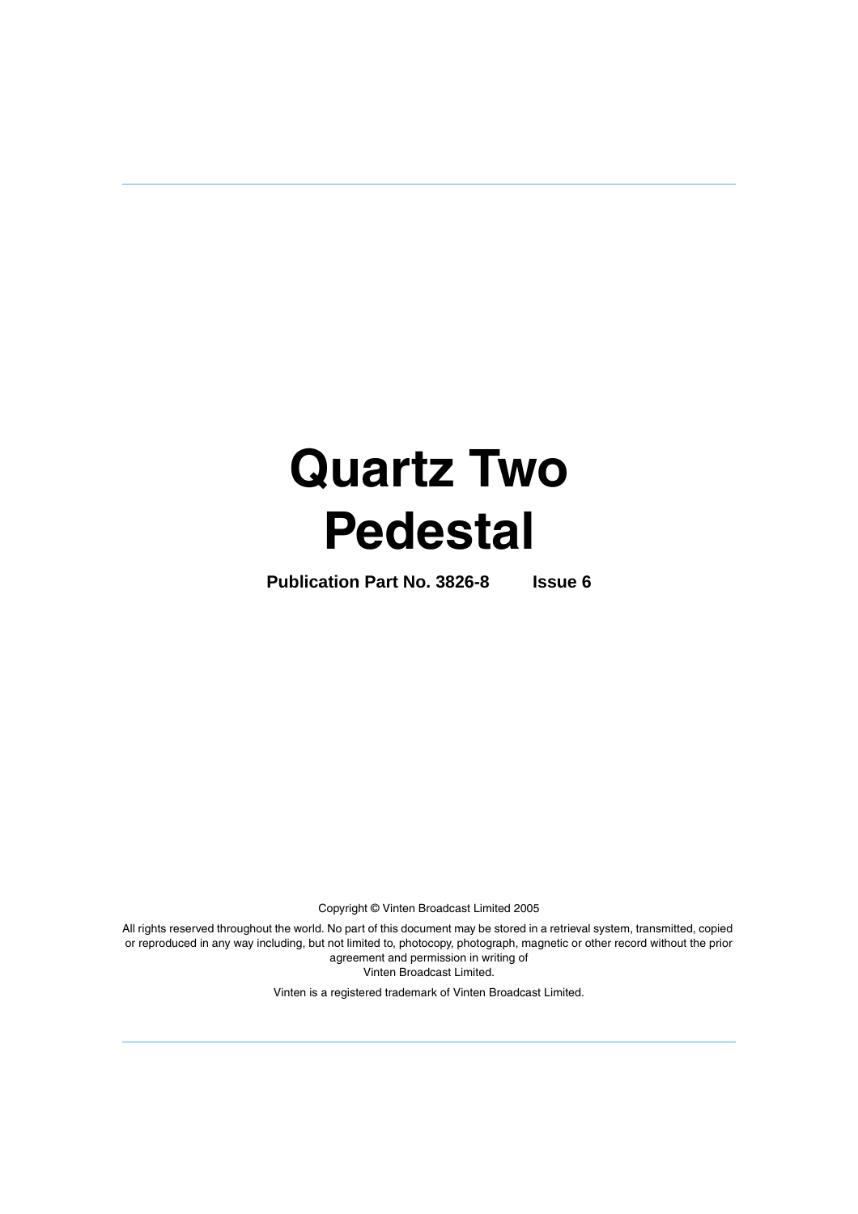# Quartz Two Pedestal

**Publication Part No. 3826-8 Issue 6**

Copyright © Vinten Broadcast Limited 2005

All rights reserved throughout the world. No part of this document may be stored in a retrieval system, transmitted, copied or reproduced in any way including, but not limited to, photocopy, photograph, magnetic or other record without the prior agreement and permission in writing of Vinten Broadcast Limited.

Vinten is a registered trademark of Vinten Broadcast Limited.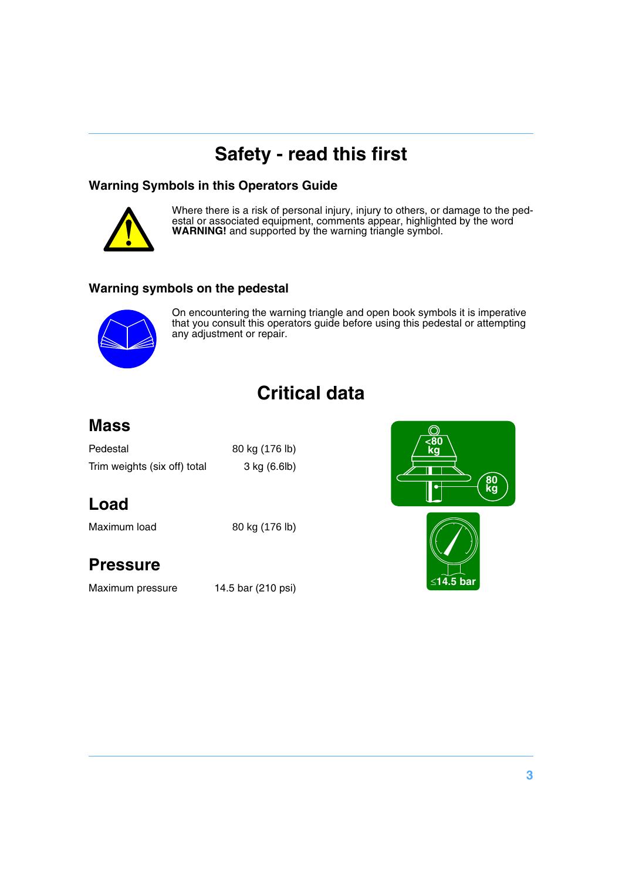# Safety - read this first

### Warning Symbols in this Operators Guide

Where there is a risk of personal injury, injury to others, or damage to the pedestal or associated equipment, comments appear, highlighted by the word **WARNING!** and supported by the warning triangle symbol.

### Warning symbols on the pedestal

On encountering the warning triangle and open book symbols it is imperative that you consult this operators guide before using this pedestal or attempting any adjustment or repair.

# Critical data

## Mass

| | |
|---|---|
| Pedestal | 80 kg (176 lb) |
| Trim weights (six off) total | 3 kg (6.6lb) |

## Load

| | |
|---|---|
| Maximum load | 80 kg (176 lb) |

## Pressure

| | |
|---|---|
| Maximum pressure | 14.5 bar (210 psi) |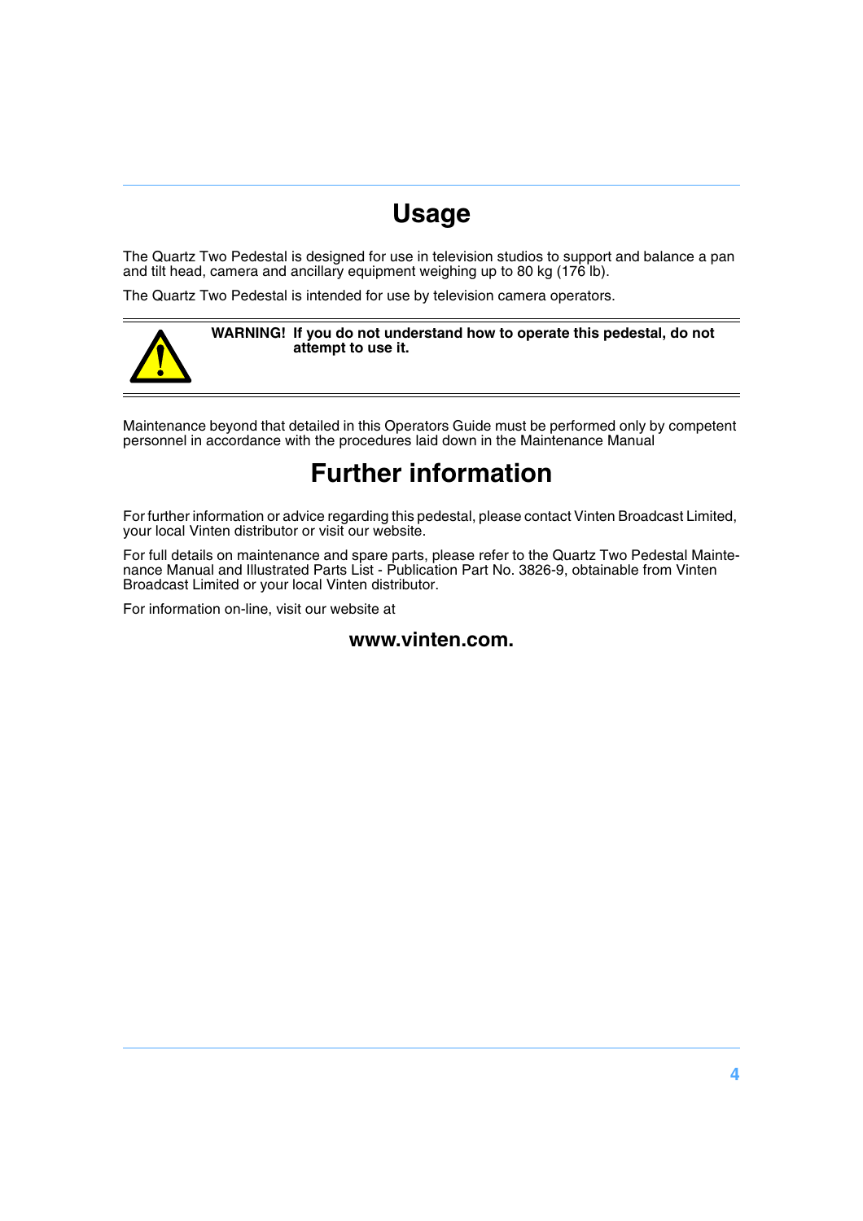# Usage

The Quartz Two Pedestal is designed for use in television studios to support and balance a pan and tilt head, camera and ancillary equipment weighing up to 80 kg (176 lb).

The Quartz Two Pedestal is intended for use by television camera operators.

**WARNING! If you do not understand how to operate this pedestal, do not attempt to use it.**

Maintenance beyond that detailed in this Operators Guide must be performed only by competent personnel in accordance with the procedures laid down in the Maintenance Manual

# Further information

For further information or advice regarding this pedestal, please contact Vinten Broadcast Limited, your local Vinten distributor or visit our website.

For full details on maintenance and spare parts, please refer to the Quartz Two Pedestal Maintenance Manual and Illustrated Parts List - Publication Part No. 3826-9, obtainable from Vinten Broadcast Limited or your local Vinten distributor.

For information on-line, visit our website at

**www.vinten.com.**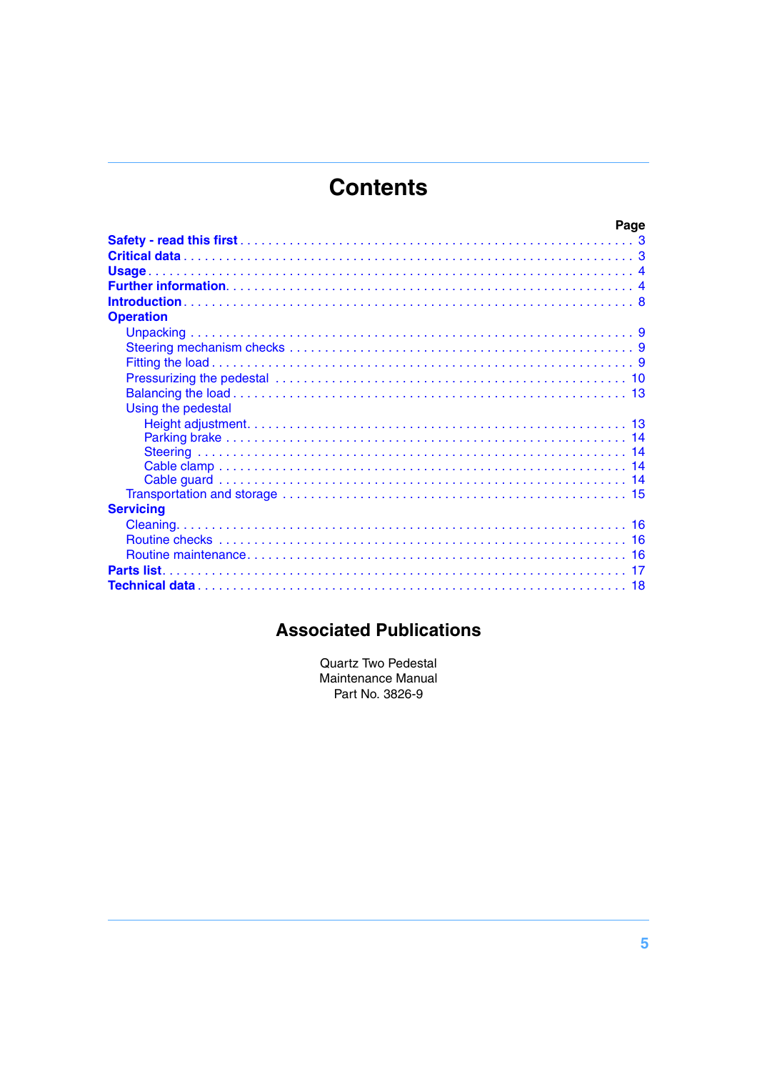# Contents

| | Page |
|---|---|
| **Safety - read this first** | 3 |
| **Critical data** | 3 |
| **Usage** | 4 |
| **Further information** | 4 |
| **Introduction** | 8 |
| **Operation** | |
| Unpacking | 9 |
| Steering mechanism checks | 9 |
| Fitting the load | 9 |
| Pressurizing the pedestal | 10 |
| Balancing the load | 13 |
| Using the pedestal | |
| Height adjustment | 13 |
| Parking brake | 14 |
| Steering | 14 |
| Cable clamp | 14 |
| Cable guard | 14 |
| Transportation and storage | 15 |
| **Servicing** | |
| Cleaning | 16 |
| Routine checks | 16 |
| Routine maintenance | 16 |
| **Parts list** | 17 |
| **Technical data** | 18 |

## Associated Publications

Quartz Two Pedestal
Maintenance Manual
Part No. 3826-9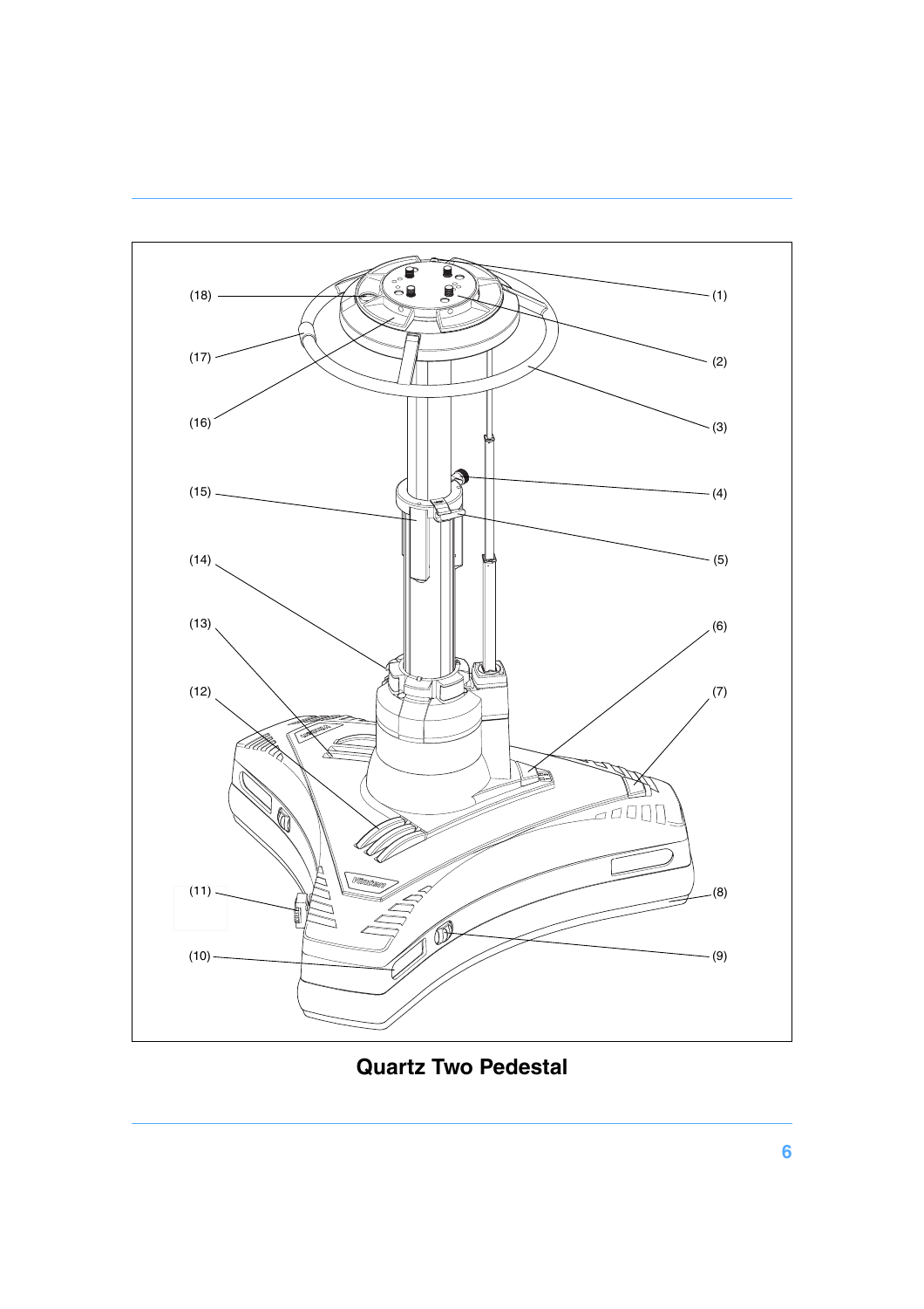(18)

(17)

(16)

(15)

(14)

(13)

(12)

(11)

(10)

(1)

(2)

(3)

(4)

(5)

(6)

(7)

(8)

(9)

**Quartz Two Pedestal**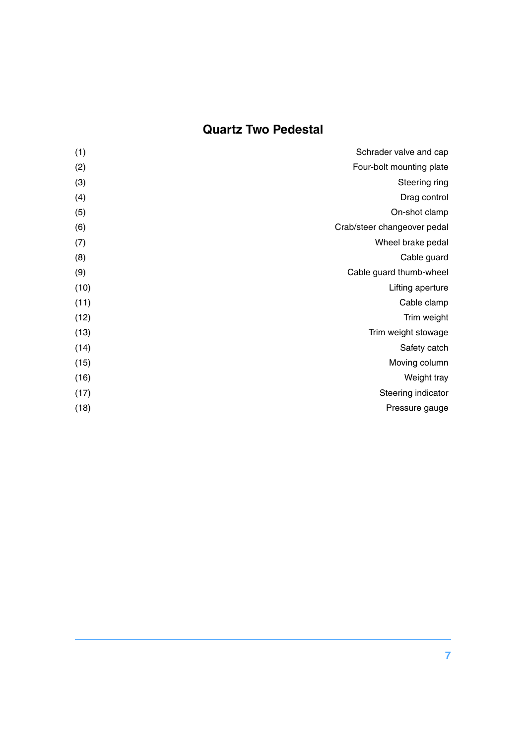## Quartz Two Pedestal

| | |
|---|---|
| (1) | Schrader valve and cap |
| (2) | Four-bolt mounting plate |
| (3) | Steering ring |
| (4) | Drag control |
| (5) | On-shot clamp |
| (6) | Crab/steer changeover pedal |
| (7) | Wheel brake pedal |
| (8) | Cable guard |
| (9) | Cable guard thumb-wheel |
| (10) | Lifting aperture |
| (11) | Cable clamp |
| (12) | Trim weight |
| (13) | Trim weight stowage |
| (14) | Safety catch |
| (15) | Moving column |
| (16) | Weight tray |
| (17) | Steering indicator |
| (18) | Pressure gauge |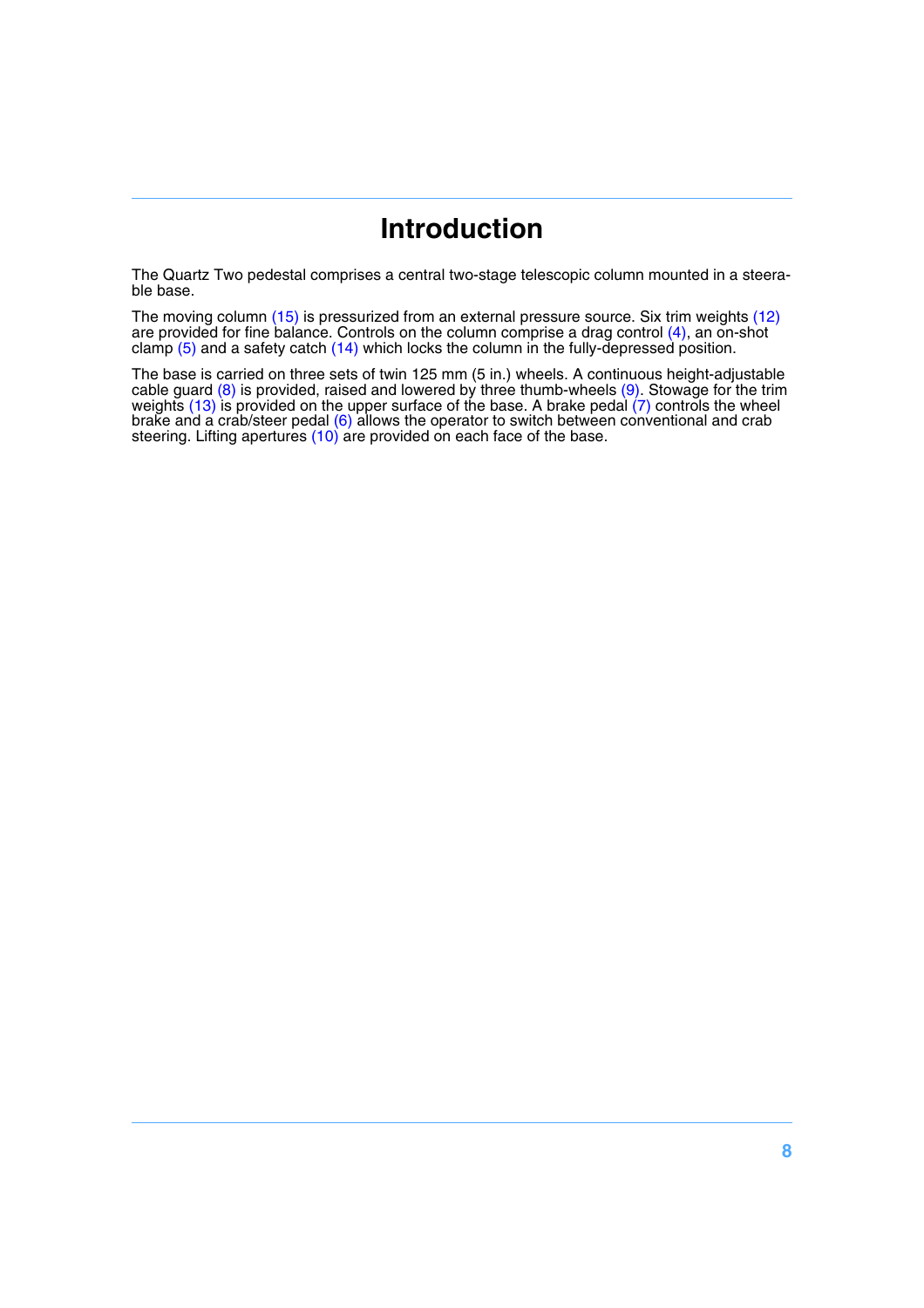# Introduction

The Quartz Two pedestal comprises a central two-stage telescopic column mounted in a steerable base.

The moving column (15) is pressurized from an external pressure source. Six trim weights (12) are provided for fine balance. Controls on the column comprise a drag control (4), an on-shot clamp (5) and a safety catch (14) which locks the column in the fully-depressed position.

The base is carried on three sets of twin 125 mm (5 in.) wheels. A continuous height-adjustable cable guard (8) is provided, raised and lowered by three thumb-wheels (9). Stowage for the trim weights (13) is provided on the upper surface of the base. A brake pedal (7) controls the wheel brake and a crab/steer pedal (6) allows the operator to switch between conventional and crab steering. Lifting apertures (10) are provided on each face of the base.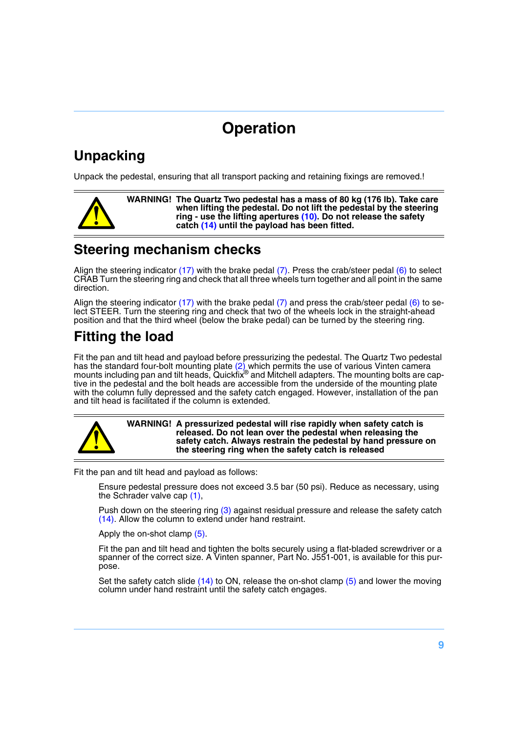# Operation

## Unpacking

Unpack the pedestal, ensuring that all transport packing and retaining fixings are removed.!

> **WARNING! The Quartz Two pedestal has a mass of 80 kg (176 lb). Take care when lifting the pedestal. Do not lift the pedestal by the steering ring - use the lifting apertures (10). Do not release the safety catch (14) until the payload has been fitted.**

## Steering mechanism checks

Align the steering indicator (17) with the brake pedal (7). Press the crab/steer pedal (6) to select CRAB Turn the steering ring and check that all three wheels turn together and all point in the same direction.

Align the steering indicator (17) with the brake pedal (7) and press the crab/steer pedal (6) to select STEER. Turn the steering ring and check that two of the wheels lock in the straight-ahead position and that the third wheel (below the brake pedal) can be turned by the steering ring.

## Fitting the load

Fit the pan and tilt head and payload before pressurizing the pedestal. The Quartz Two pedestal has the standard four-bolt mounting plate (2) which permits the use of various Vinten camera mounts including pan and tilt heads, Quickfix® and Mitchell adapters. The mounting bolts are captive in the pedestal and the bolt heads are accessible from the underside of the mounting plate with the column fully depressed and the safety catch engaged. However, installation of the pan and tilt head is facilitated if the column is extended.

> **WARNING! A pressurized pedestal will rise rapidly when safety catch is released. Do not lean over the pedestal when releasing the safety catch. Always restrain the pedestal by hand pressure on the steering ring when the safety catch is released**

Fit the pan and tilt head and payload as follows:

Ensure pedestal pressure does not exceed 3.5 bar (50 psi). Reduce as necessary, using the Schrader valve cap (1),

Push down on the steering ring (3) against residual pressure and release the safety catch (14). Allow the column to extend under hand restraint.

Apply the on-shot clamp (5).

Fit the pan and tilt head and tighten the bolts securely using a flat-bladed screwdriver or a spanner of the correct size. A Vinten spanner, Part No. J551-001, is available for this purpose.

Set the safety catch slide (14) to ON, release the on-shot clamp (5) and lower the moving column under hand restraint until the safety catch engages.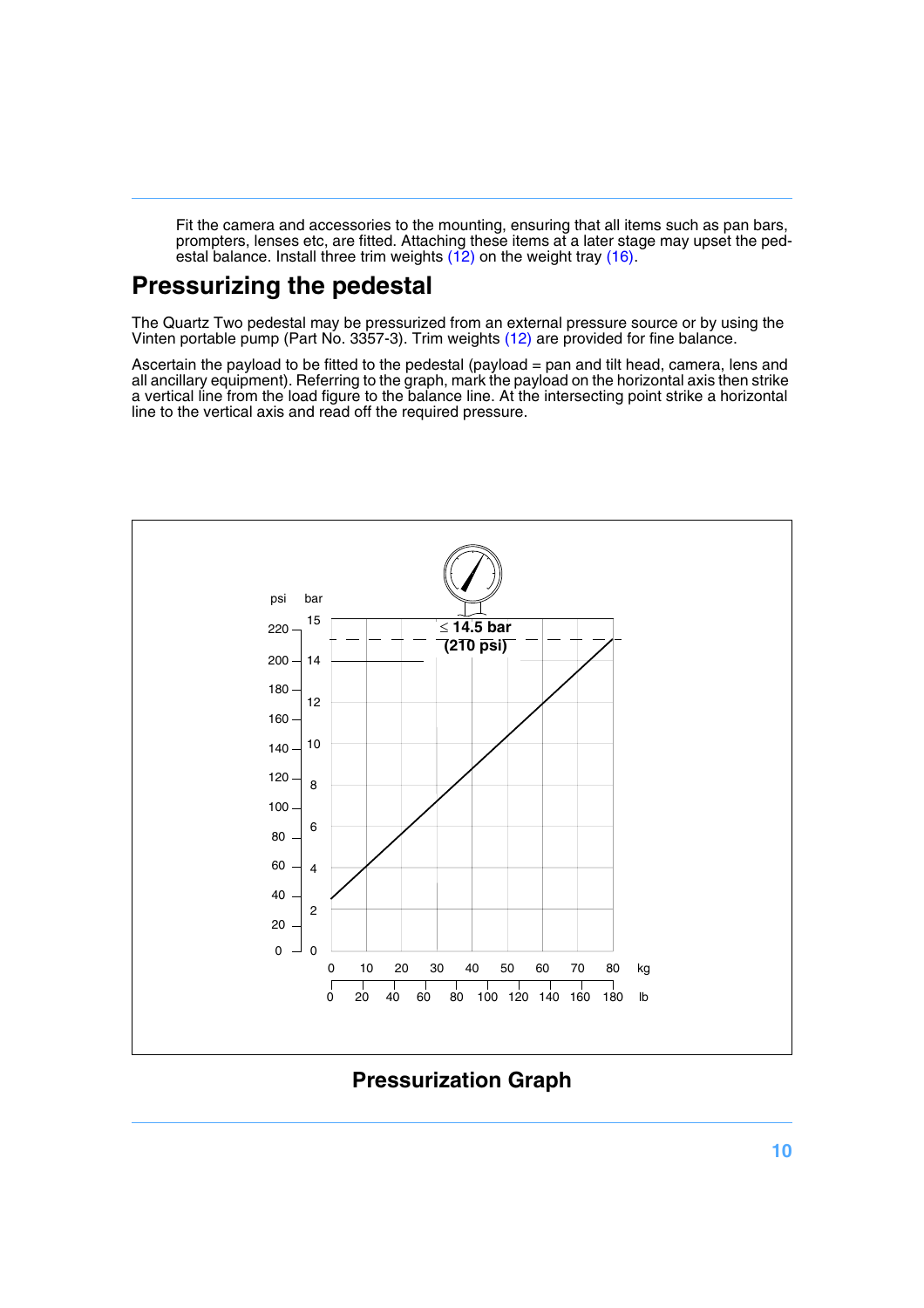Fit the camera and accessories to the mounting, ensuring that all items such as pan bars, prompters, lenses etc, are fitted. Attaching these items at a later stage may upset the pedestal balance. Install three trim weights (12) on the weight tray (16).

## Pressurizing the pedestal

The Quartz Two pedestal may be pressurized from an external pressure source or by using the Vinten portable pump (Part No. 3357-3). Trim weights (12) are provided for fine balance.

Ascertain the payload to be fitted to the pedestal (payload = pan and tilt head, camera, lens and all ancillary equipment). Referring to the graph, mark the payload on the horizontal axis then strike a vertical line from the load figure to the balance line. At the intersecting point strike a horizontal line to the vertical axis and read off the required pressure.

≤ 14.5 bar (210 psi)

**Pressurization Graph**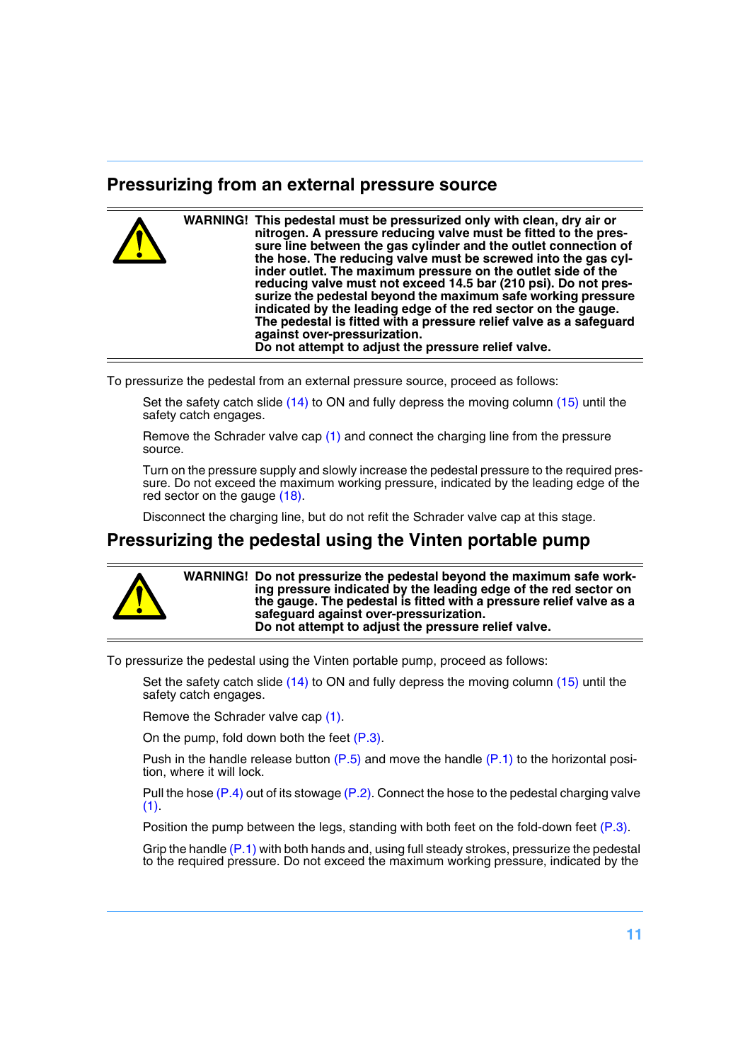## Pressurizing from an external pressure source

> **WARNING! This pedestal must be pressurized only with clean, dry air or nitrogen. A pressure reducing valve must be fitted to the pressure line between the gas cylinder and the outlet connection of the hose. The reducing valve must be screwed into the gas cylinder outlet. The maximum pressure on the outlet side of the reducing valve must not exceed 14.5 bar (210 psi). Do not pressurize the pedestal beyond the maximum safe working pressure indicated by the leading edge of the red sector on the gauge. The pedestal is fitted with a pressure relief valve as a safeguard against over-pressurization.**
> **Do not attempt to adjust the pressure relief valve.**

To pressurize the pedestal from an external pressure source, proceed as follows:

Set the safety catch slide (14) to ON and fully depress the moving column (15) until the safety catch engages.

Remove the Schrader valve cap (1) and connect the charging line from the pressure source.

Turn on the pressure supply and slowly increase the pedestal pressure to the required pressure. Do not exceed the maximum working pressure, indicated by the leading edge of the red sector on the gauge (18).

Disconnect the charging line, but do not refit the Schrader valve cap at this stage.

## Pressurizing the pedestal using the Vinten portable pump

> **WARNING! Do not pressurize the pedestal beyond the maximum safe working pressure indicated by the leading edge of the red sector on the gauge. The pedestal is fitted with a pressure relief valve as a safeguard against over-pressurization.**
> **Do not attempt to adjust the pressure relief valve.**

To pressurize the pedestal using the Vinten portable pump, proceed as follows:

Set the safety catch slide (14) to ON and fully depress the moving column (15) until the safety catch engages.

Remove the Schrader valve cap (1).

On the pump, fold down both the feet (P.3).

Push in the handle release button (P.5) and move the handle (P.1) to the horizontal position, where it will lock.

Pull the hose (P.4) out of its stowage (P.2). Connect the hose to the pedestal charging valve (1).

Position the pump between the legs, standing with both feet on the fold-down feet (P.3).

Grip the handle (P.1) with both hands and, using full steady strokes, pressurize the pedestal to the required pressure. Do not exceed the maximum working pressure, indicated by the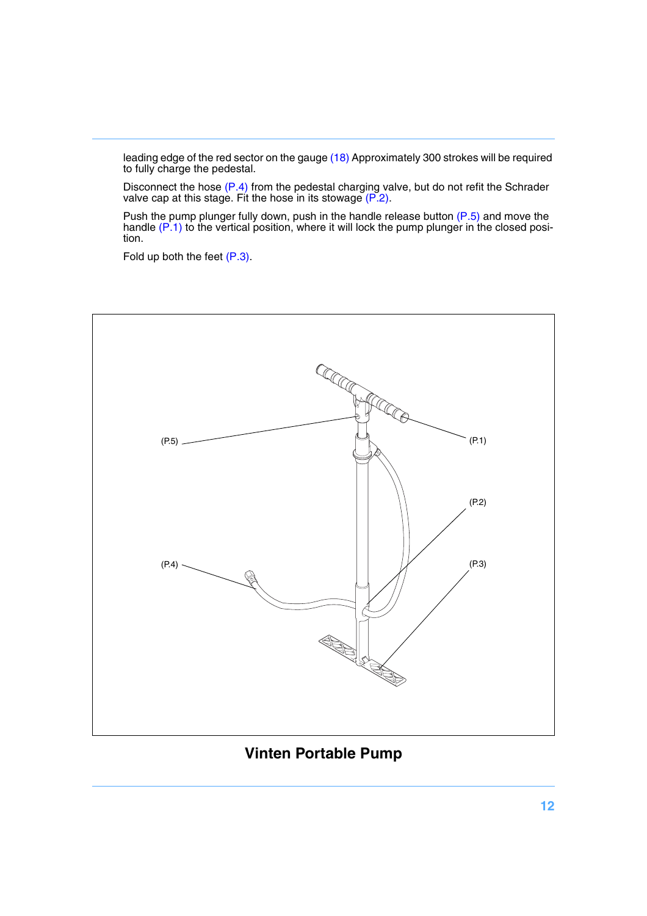leading edge of the red sector on the gauge (18) Approximately 300 strokes will be required to fully charge the pedestal.

Disconnect the hose (P.4) from the pedestal charging valve, but do not refit the Schrader valve cap at this stage. Fit the hose in its stowage (P.2).

Push the pump plunger fully down, push in the handle release button (P.5) and move the handle (P.1) to the vertical position, where it will lock the pump plunger in the closed position.

Fold up both the feet (P.3).

(P.5) (P.1) (P.2) (P.4) (P.3)

**Vinten Portable Pump**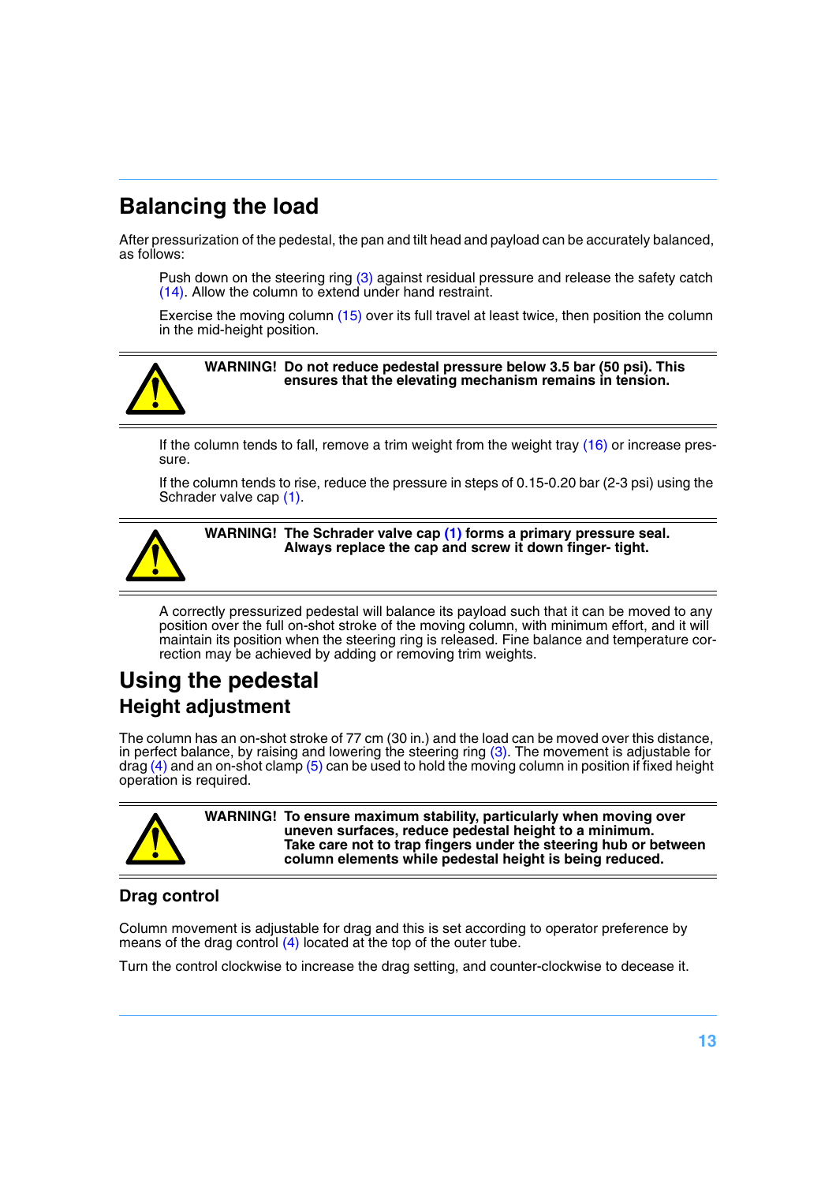## Balancing the load

After pressurization of the pedestal, the pan and tilt head and payload can be accurately balanced, as follows:

Push down on the steering ring (3) against residual pressure and release the safety catch (14). Allow the column to extend under hand restraint.

Exercise the moving column (15) over its full travel at least twice, then position the column in the mid-height position.

---

**WARNING! Do not reduce pedestal pressure below 3.5 bar (50 psi). This ensures that the elevating mechanism remains in tension.**

---

If the column tends to fall, remove a trim weight from the weight tray (16) or increase pressure.

If the column tends to rise, reduce the pressure in steps of 0.15-0.20 bar (2-3 psi) using the Schrader valve cap (1).

---

**WARNING! The Schrader valve cap (1) forms a primary pressure seal. Always replace the cap and screw it down finger- tight.**

---

A correctly pressurized pedestal will balance its payload such that it can be moved to any position over the full on-shot stroke of the moving column, with minimum effort, and it will maintain its position when the steering ring is released. Fine balance and temperature correction may be achieved by adding or removing trim weights.

## Using the pedestal

### Height adjustment

The column has an on-shot stroke of 77 cm (30 in.) and the load can be moved over this distance, in perfect balance, by raising and lowering the steering ring (3). The movement is adjustable for drag (4) and an on-shot clamp (5) can be used to hold the moving column in position if fixed height operation is required.

---

**WARNING! To ensure maximum stability, particularly when moving over uneven surfaces, reduce pedestal height to a minimum. Take care not to trap fingers under the steering hub or between column elements while pedestal height is being reduced.**

---

### Drag control

Column movement is adjustable for drag and this is set according to operator preference by means of the drag control (4) located at the top of the outer tube.

Turn the control clockwise to increase the drag setting, and counter-clockwise to decease it.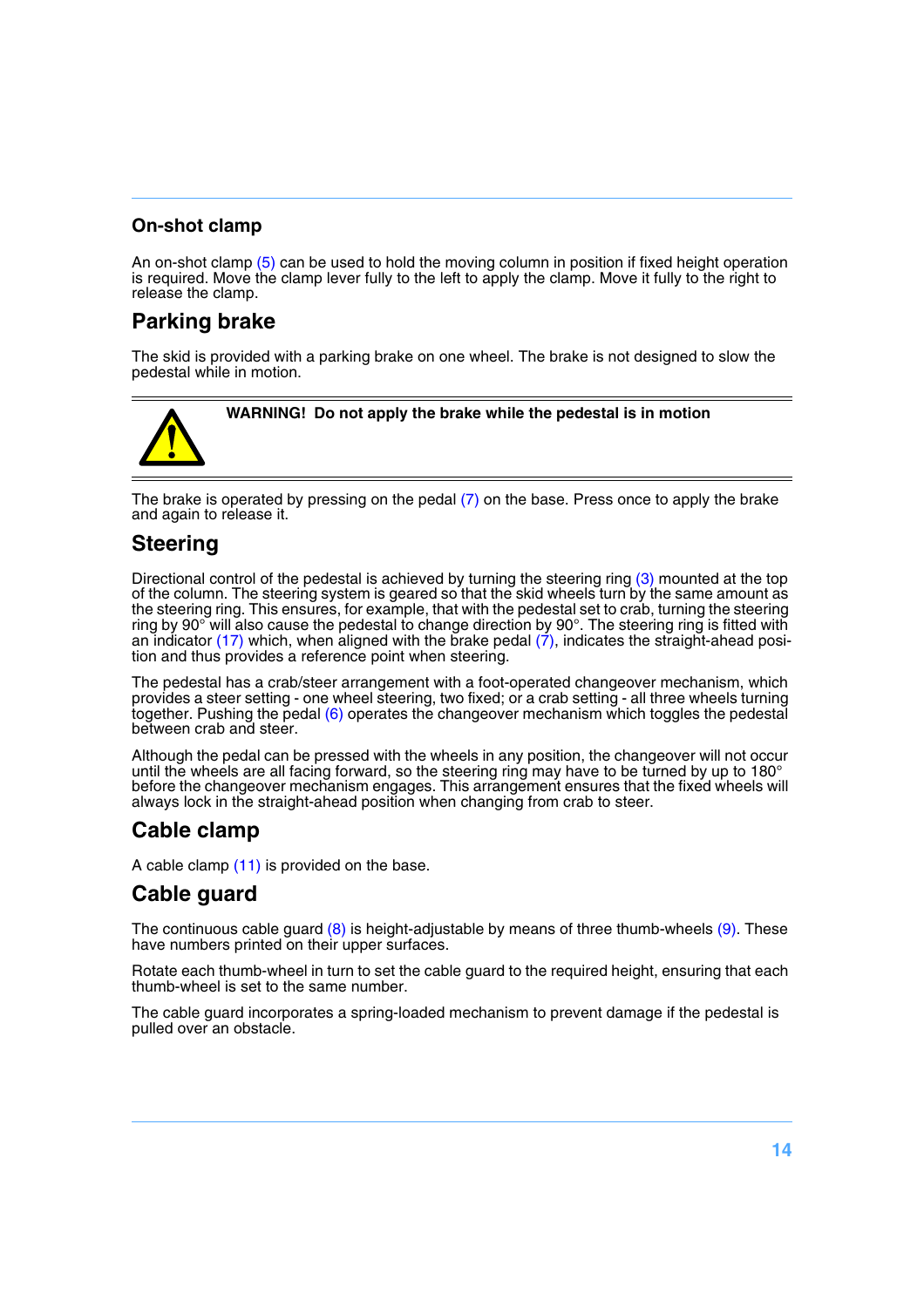### On-shot clamp

An on-shot clamp (5) can be used to hold the moving column in position if fixed height operation is required. Move the clamp lever fully to the left to apply the clamp. Move it fully to the right to release the clamp.

## Parking brake

The skid is provided with a parking brake on one wheel. The brake is not designed to slow the pedestal while in motion.

---

**WARNING! Do not apply the brake while the pedestal is in motion**

---

The brake is operated by pressing on the pedal (7) on the base. Press once to apply the brake and again to release it.

## Steering

Directional control of the pedestal is achieved by turning the steering ring (3) mounted at the top of the column. The steering system is geared so that the skid wheels turn by the same amount as the steering ring. This ensures, for example, that with the pedestal set to crab, turning the steering ring by 90° will also cause the pedestal to change direction by 90°. The steering ring is fitted with an indicator (17) which, when aligned with the brake pedal (7), indicates the straight-ahead position and thus provides a reference point when steering.

The pedestal has a crab/steer arrangement with a foot-operated changeover mechanism, which provides a steer setting - one wheel steering, two fixed; or a crab setting - all three wheels turning together. Pushing the pedal (6) operates the changeover mechanism which toggles the pedestal between crab and steer.

Although the pedal can be pressed with the wheels in any position, the changeover will not occur until the wheels are all facing forward, so the steering ring may have to be turned by up to 180° before the changeover mechanism engages. This arrangement ensures that the fixed wheels will always lock in the straight-ahead position when changing from crab to steer.

## Cable clamp

A cable clamp (11) is provided on the base.

## Cable guard

The continuous cable guard (8) is height-adjustable by means of three thumb-wheels (9). These have numbers printed on their upper surfaces.

Rotate each thumb-wheel in turn to set the cable guard to the required height, ensuring that each thumb-wheel is set to the same number.

The cable guard incorporates a spring-loaded mechanism to prevent damage if the pedestal is pulled over an obstacle.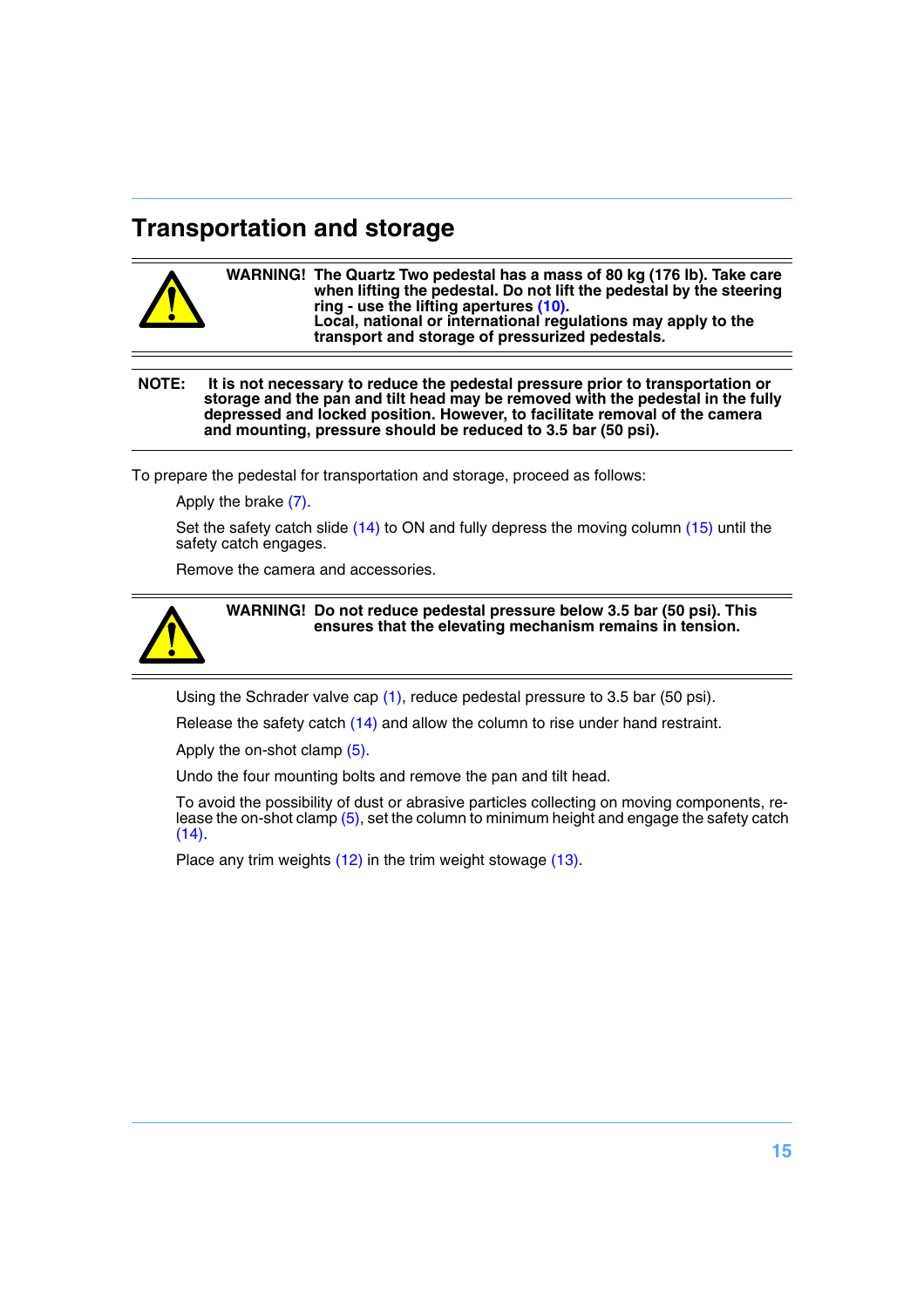## Transportation and storage

**WARNING! The Quartz Two pedestal has a mass of 80 kg (176 lb). Take care when lifting the pedestal. Do not lift the pedestal by the steering ring - use the lifting apertures (10).**
**Local, national or international regulations may apply to the transport and storage of pressurized pedestals.**

**NOTE: It is not necessary to reduce the pedestal pressure prior to transportation or storage and the pan and tilt head may be removed with the pedestal in the fully depressed and locked position. However, to facilitate removal of the camera and mounting, pressure should be reduced to 3.5 bar (50 psi).**

To prepare the pedestal for transportation and storage, proceed as follows:

Apply the brake (7).

Set the safety catch slide (14) to ON and fully depress the moving column (15) until the safety catch engages.

Remove the camera and accessories.

**WARNING! Do not reduce pedestal pressure below 3.5 bar (50 psi). This ensures that the elevating mechanism remains in tension.**

Using the Schrader valve cap (1), reduce pedestal pressure to 3.5 bar (50 psi).

Release the safety catch (14) and allow the column to rise under hand restraint.

Apply the on-shot clamp (5).

Undo the four mounting bolts and remove the pan and tilt head.

To avoid the possibility of dust or abrasive particles collecting on moving components, release the on-shot clamp (5), set the column to minimum height and engage the safety catch (14).

Place any trim weights (12) in the trim weight stowage (13).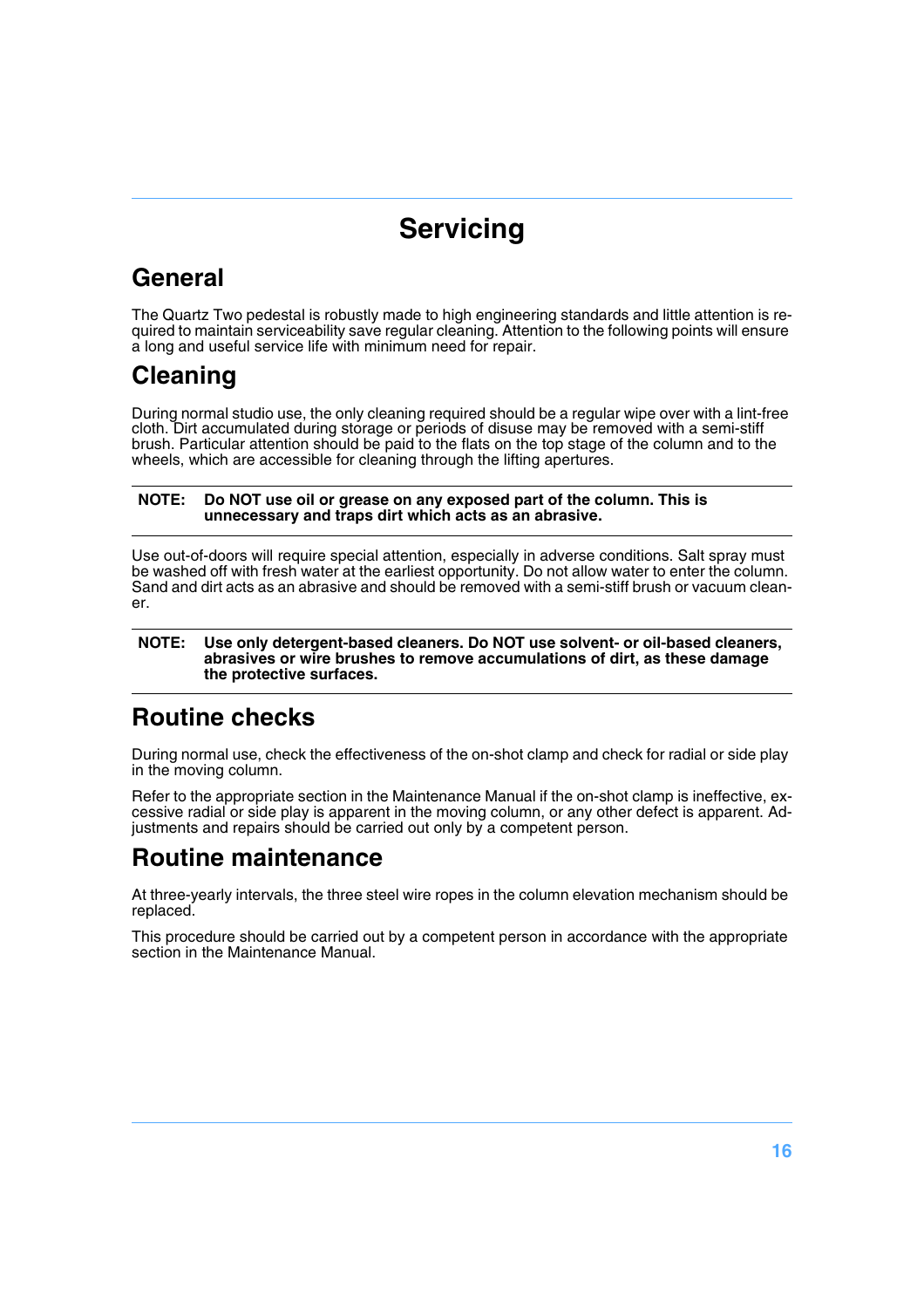# Servicing

## General

The Quartz Two pedestal is robustly made to high engineering standards and little attention is required to maintain serviceability save regular cleaning. Attention to the following points will ensure a long and useful service life with minimum need for repair.

## Cleaning

During normal studio use, the only cleaning required should be a regular wipe over with a lint-free cloth. Dirt accumulated during storage or periods of disuse may be removed with a semi-stiff brush. Particular attention should be paid to the flats on the top stage of the column and to the wheels, which are accessible for cleaning through the lifting apertures.

**NOTE: Do NOT use oil or grease on any exposed part of the column. This is unnecessary and traps dirt which acts as an abrasive.**

Use out-of-doors will require special attention, especially in adverse conditions. Salt spray must be washed off with fresh water at the earliest opportunity. Do not allow water to enter the column. Sand and dirt acts as an abrasive and should be removed with a semi-stiff brush or vacuum cleaner.

**NOTE: Use only detergent-based cleaners. Do NOT use solvent- or oil-based cleaners, abrasives or wire brushes to remove accumulations of dirt, as these damage the protective surfaces.**

## Routine checks

During normal use, check the effectiveness of the on-shot clamp and check for radial or side play in the moving column.

Refer to the appropriate section in the Maintenance Manual if the on-shot clamp is ineffective, excessive radial or side play is apparent in the moving column, or any other defect is apparent. Adjustments and repairs should be carried out only by a competent person.

## Routine maintenance

At three-yearly intervals, the three steel wire ropes in the column elevation mechanism should be replaced.

This procedure should be carried out by a competent person in accordance with the appropriate section in the Maintenance Manual.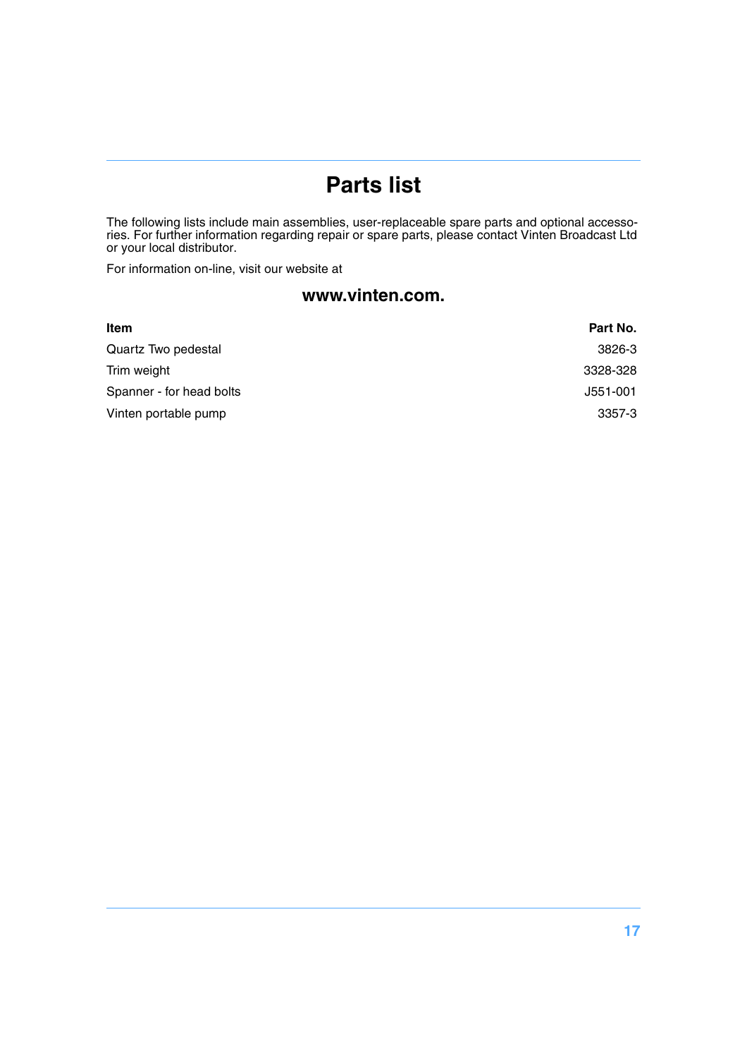# Parts list

The following lists include main assemblies, user-replaceable spare parts and optional accessories. For further information regarding repair or spare parts, please contact Vinten Broadcast Ltd or your local distributor.

For information on-line, visit our website at

## www.vinten.com.

| Item | Part No. |
|---|---|
| Quartz Two pedestal | 3826-3 |
| Trim weight | 3328-328 |
| Spanner - for head bolts | J551-001 |
| Vinten portable pump | 3357-3 |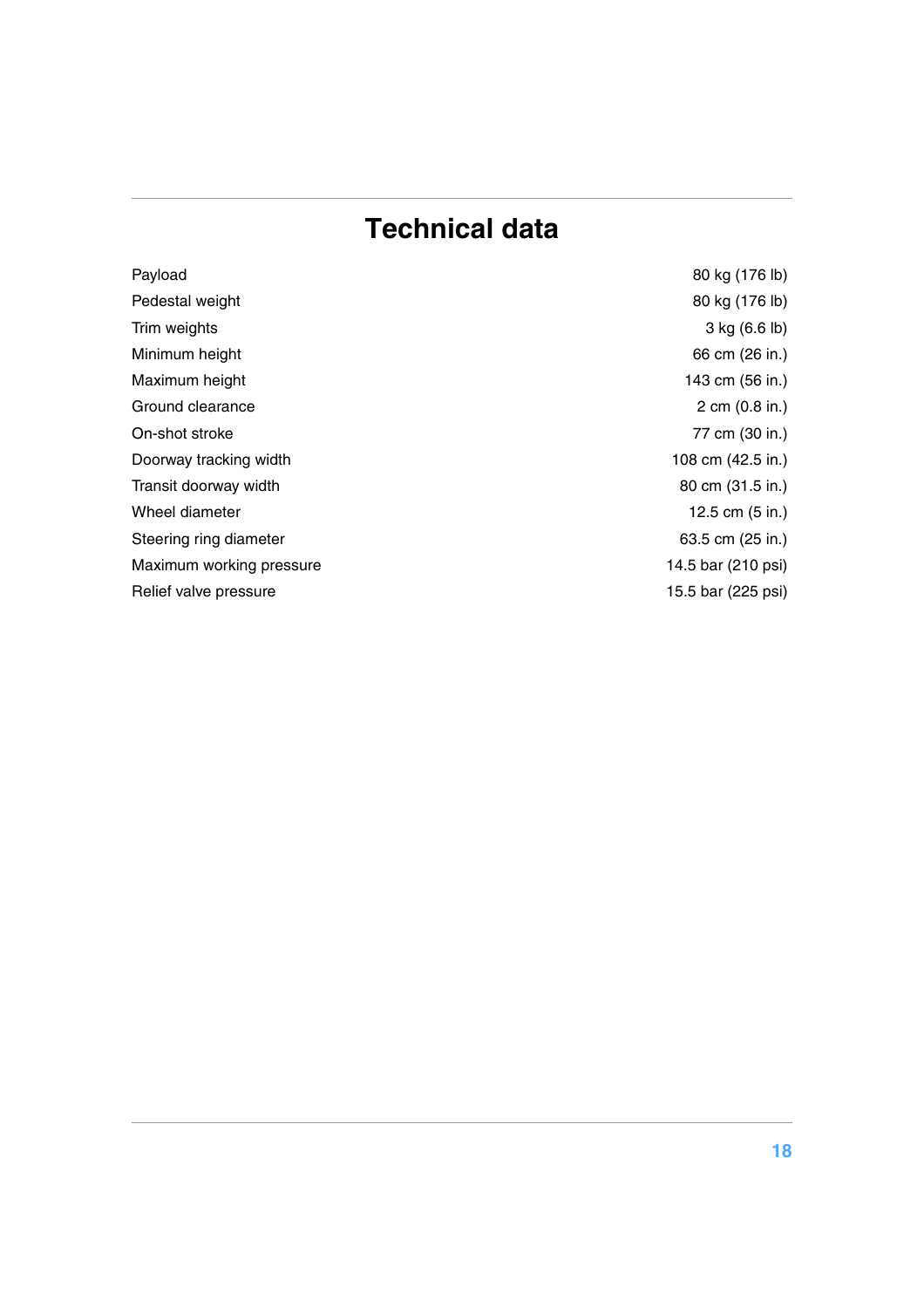# Technical data

| | |
|---|---|
| Payload | 80 kg (176 lb) |
| Pedestal weight | 80 kg (176 lb) |
| Trim weights | 3 kg (6.6 lb) |
| Minimum height | 66 cm (26 in.) |
| Maximum height | 143 cm (56 in.) |
| Ground clearance | 2 cm (0.8 in.) |
| On-shot stroke | 77 cm (30 in.) |
| Doorway tracking width | 108 cm (42.5 in.) |
| Transit doorway width | 80 cm (31.5 in.) |
| Wheel diameter | 12.5 cm (5 in.) |
| Steering ring diameter | 63.5 cm (25 in.) |
| Maximum working pressure | 14.5 bar (210 psi) |
| Relief valve pressure | 15.5 bar (225 psi) |